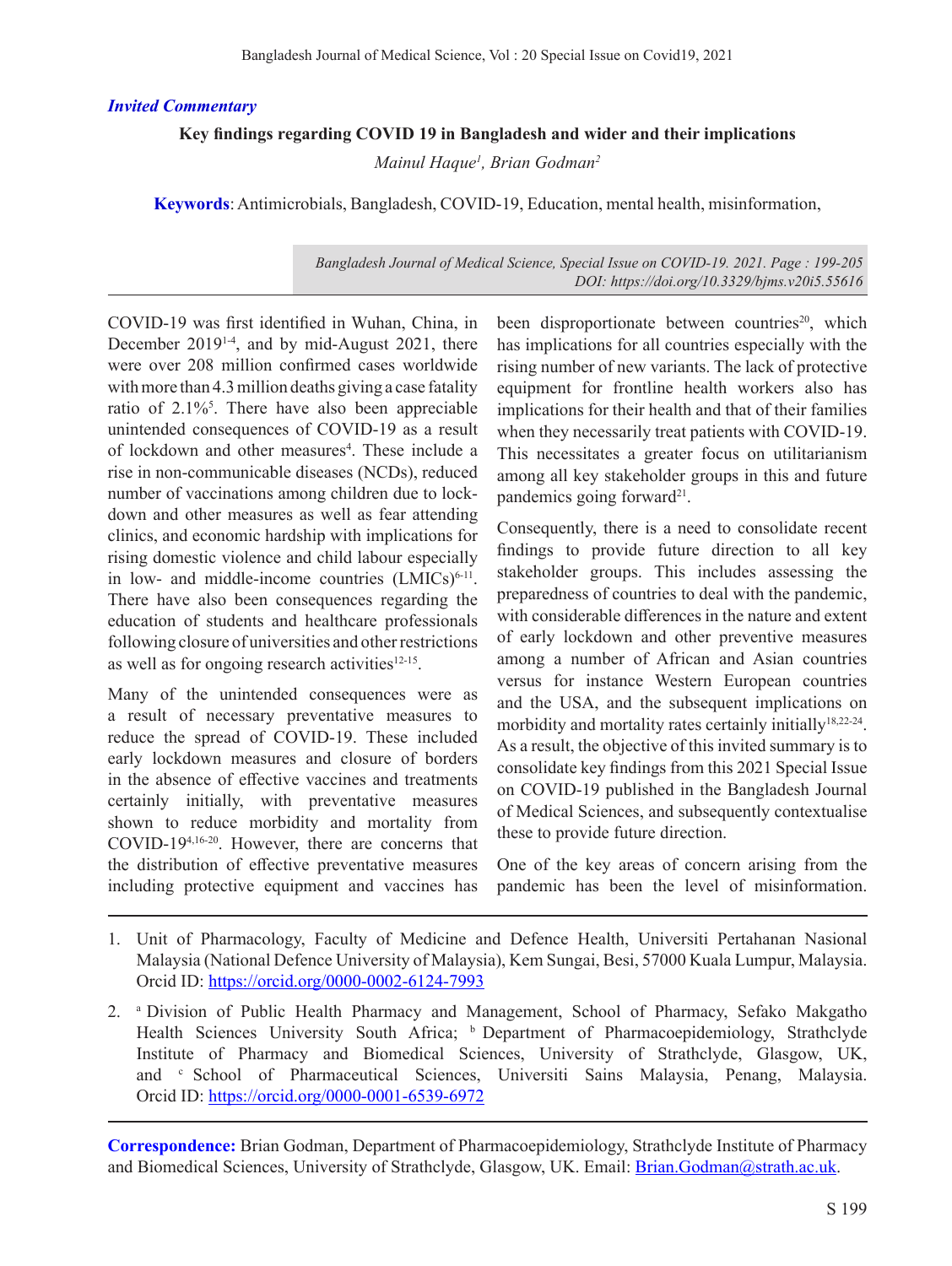*Invited Commentary*

# Key findings regarding COVID 19 in Bangladesh and wider and their implications

*Mainul Haque[1], Brian Godman[2]*

**Keywords**: Antimicrobials, Bangladesh, COVID-19, Education, mental health, misinformation,

*Bangladesh Journal of Medical Science, Special Issue on COVID-19. 2021. Page : 199-205*
*DOI: https://doi.org/10.3329/bjms.v20i5.55616*

COVID-19 was first identified in Wuhan, China, in December 2019[1-4], and by mid-August 2021, there were over 208 million confirmed cases worldwide with more than 4.3 million deaths giving a case fatality ratio of 2.1%[5]. There have also been appreciable unintended consequences of COVID-19 as a result of lockdown and other measures[4]. These include a rise in non-communicable diseases (NCDs), reduced number of vaccinations among children due to lockdown and other measures as well as fear attending clinics, and economic hardship with implications for rising domestic violence and child labour especially in low- and middle-income countries (LMICs)[6-11]. There have also been consequences regarding the education of students and healthcare professionals following closure of universities and other restrictions as well as for ongoing research activities[12-15].

Many of the unintended consequences were as a result of necessary preventative measures to reduce the spread of COVID-19. These included early lockdown measures and closure of borders in the absence of effective vaccines and treatments certainly initially, with preventative measures shown to reduce morbidity and mortality from COVID-19[4,16-20]. However, there are concerns that the distribution of effective preventative measures including protective equipment and vaccines has been disproportionate between countries[20], which has implications for all countries especially with the rising number of new variants. The lack of protective equipment for frontline health workers also has implications for their health and that of their families when they necessarily treat patients with COVID-19. This necessitates a greater focus on utilitarianism among all key stakeholder groups in this and future pandemics going forward[21].

Consequently, there is a need to consolidate recent findings to provide future direction to all key stakeholder groups. This includes assessing the preparedness of countries to deal with the pandemic, with considerable differences in the nature and extent of early lockdown and other preventive measures among a number of African and Asian countries versus for instance Western European countries and the USA, and the subsequent implications on morbidity and mortality rates certainly initially[18,22-24]. As a result, the objective of this invited summary is to consolidate key findings from this 2021 Special Issue on COVID-19 published in the Bangladesh Journal of Medical Sciences, and subsequently contextualise these to provide future direction.

One of the key areas of concern arising from the pandemic has been the level of misinformation.

---

1. Unit of Pharmacology, Faculty of Medicine and Defence Health, Universiti Pertahanan Nasional Malaysia (National Defence University of Malaysia), Kem Sungai, Besi, 57000 Kuala Lumpur, Malaysia. Orcid ID: https://orcid.org/0000-0002-6124-7993
2. [a] Division of Public Health Pharmacy and Management, School of Pharmacy, Sefako Makgatho Health Sciences University South Africa; [b] Department of Pharmacoepidemiology, Strathclyde Institute of Pharmacy and Biomedical Sciences, University of Strathclyde, Glasgow, UK, and [c] School of Pharmaceutical Sciences, Universiti Sains Malaysia, Penang, Malaysia. Orcid ID: https://orcid.org/0000-0001-6539-6972

**Correspondence:** Brian Godman, Department of Pharmacoepidemiology, Strathclyde Institute of Pharmacy and Biomedical Sciences, University of Strathclyde, Glasgow, UK. Email: Brian.Godman@strath.ac.uk.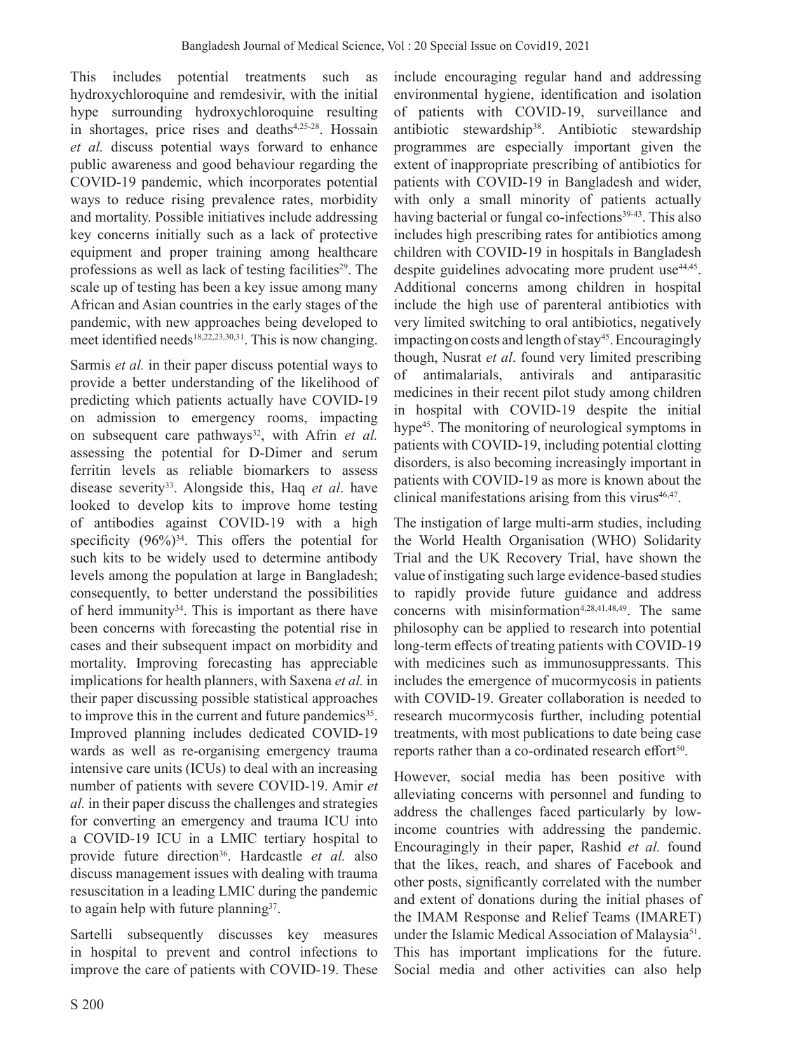This includes potential treatments such as hydroxychloroquine and remdesivir, with the initial hype surrounding hydroxychloroquine resulting in shortages, price rises and deaths[4,25-28]. Hossain *et al.* discuss potential ways forward to enhance public awareness and good behaviour regarding the COVID-19 pandemic, which incorporates potential ways to reduce rising prevalence rates, morbidity and mortality. Possible initiatives include addressing key concerns initially such as a lack of protective equipment and proper training among healthcare professions as well as lack of testing facilities[29]. The scale up of testing has been a key issue among many African and Asian countries in the early stages of the pandemic, with new approaches being developed to meet identified needs[18,22,23,30,31]. This is now changing.

Sarmis *et al.* in their paper discuss potential ways to provide a better understanding of the likelihood of predicting which patients actually have COVID-19 on admission to emergency rooms, impacting on subsequent care pathways[32], with Afrin *et al.* assessing the potential for D-Dimer and serum ferritin levels as reliable biomarkers to assess disease severity[33]. Alongside this, Haq *et al*. have looked to develop kits to improve home testing of antibodies against COVID-19 with a high specificity (96%)[34]. This offers the potential for such kits to be widely used to determine antibody levels among the population at large in Bangladesh; consequently, to better understand the possibilities of herd immunity[34]. This is important as there have been concerns with forecasting the potential rise in cases and their subsequent impact on morbidity and mortality. Improving forecasting has appreciable implications for health planners, with Saxena *et al.* in their paper discussing possible statistical approaches to improve this in the current and future pandemics[35]. Improved planning includes dedicated COVID-19 wards as well as re-organising emergency trauma intensive care units (ICUs) to deal with an increasing number of patients with severe COVID-19. Amir *et al.* in their paper discuss the challenges and strategies for converting an emergency and trauma ICU into a COVID-19 ICU in a LMIC tertiary hospital to provide future direction[36]. Hardcastle *et al.* also discuss management issues with dealing with trauma resuscitation in a leading LMIC during the pandemic to again help with future planning[37].

Sartelli subsequently discusses key measures in hospital to prevent and control infections to improve the care of patients with COVID-19. These include encouraging regular hand and addressing environmental hygiene, identification and isolation of patients with COVID-19, surveillance and antibiotic stewardship[38]. Antibiotic stewardship programmes are especially important given the extent of inappropriate prescribing of antibiotics for patients with COVID-19 in Bangladesh and wider, with only a small minority of patients actually having bacterial or fungal co-infections[39-43]. This also includes high prescribing rates for antibiotics among children with COVID-19 in hospitals in Bangladesh despite guidelines advocating more prudent use[44,45]. Additional concerns among children in hospital include the high use of parenteral antibiotics with very limited switching to oral antibiotics, negatively impacting on costs and length of stay[45]. Encouragingly though, Nusrat *et al*. found very limited prescribing of antimalarials, antivirals and antiparasitic medicines in their recent pilot study among children in hospital with COVID-19 despite the initial hype[45]. The monitoring of neurological symptoms in patients with COVID-19, including potential clotting disorders, is also becoming increasingly important in patients with COVID-19 as more is known about the clinical manifestations arising from this virus[46,47].

The instigation of large multi-arm studies, including the World Health Organisation (WHO) Solidarity Trial and the UK Recovery Trial, have shown the value of instigating such large evidence-based studies to rapidly provide future guidance and address concerns with misinformation[4,28,41,48,49]. The same philosophy can be applied to research into potential long-term effects of treating patients with COVID-19 with medicines such as immunosuppressants. This includes the emergence of mucormycosis in patients with COVID-19. Greater collaboration is needed to research mucormycosis further, including potential treatments, with most publications to date being case reports rather than a co-ordinated research effort[50].

However, social media has been positive with alleviating concerns with personnel and funding to address the challenges faced particularly by low-income countries with addressing the pandemic. Encouragingly in their paper, Rashid *et al.* found that the likes, reach, and shares of Facebook and other posts, significantly correlated with the number and extent of donations during the initial phases of the IMAM Response and Relief Teams (IMARET) under the Islamic Medical Association of Malaysia[51]. This has important implications for the future. Social media and other activities can also help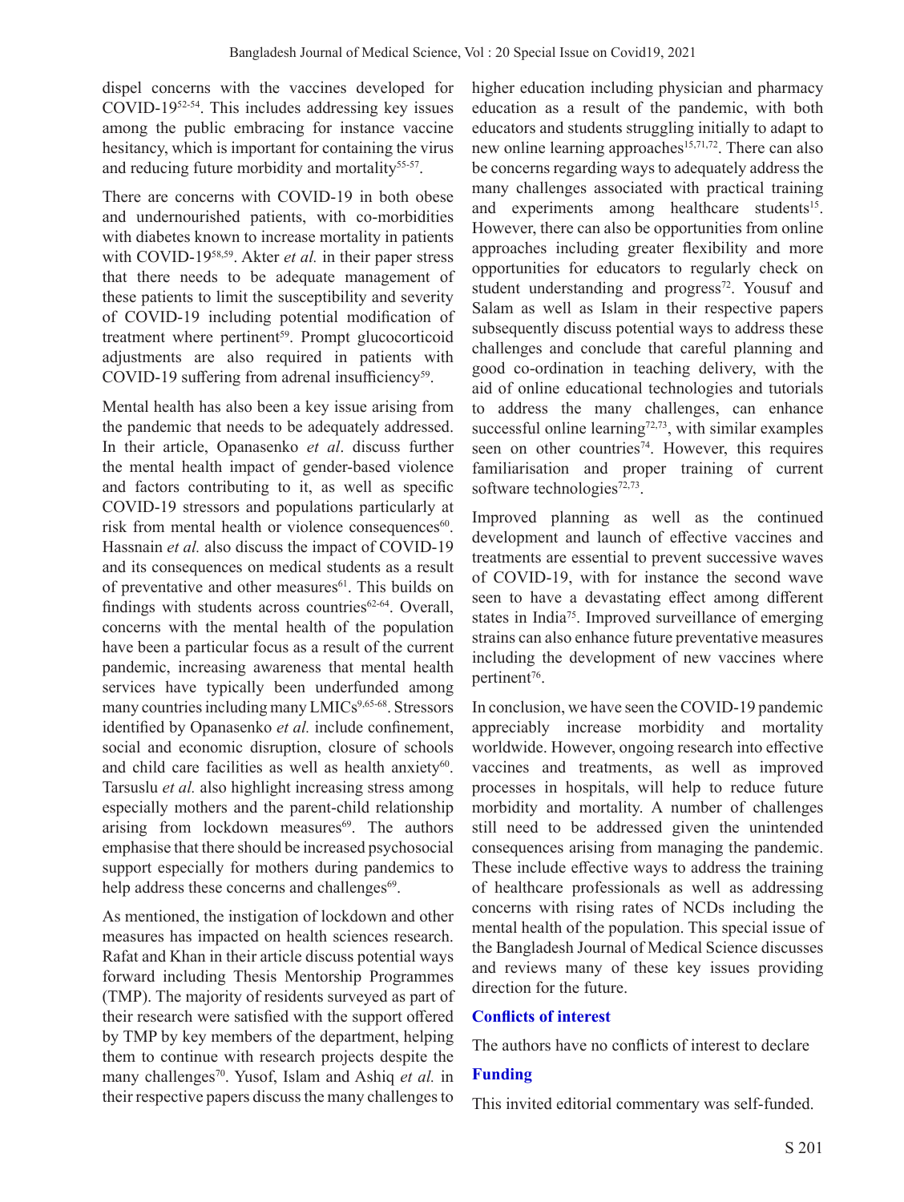dispel concerns with the vaccines developed for COVID-19[52-54]. This includes addressing key issues among the public embracing for instance vaccine hesitancy, which is important for containing the virus and reducing future morbidity and mortality[55-57].

There are concerns with COVID-19 in both obese and undernourished patients, with co-morbidities with diabetes known to increase mortality in patients with COVID-19[58,59]. Akter *et al.* in their paper stress that there needs to be adequate management of these patients to limit the susceptibility and severity of COVID-19 including potential modification of treatment where pertinent[59]. Prompt glucocorticoid adjustments are also required in patients with COVID-19 suffering from adrenal insufficiency[59].

Mental health has also been a key issue arising from the pandemic that needs to be adequately addressed. In their article, Opanasenko *et al*. discuss further the mental health impact of gender-based violence and factors contributing to it, as well as specific COVID-19 stressors and populations particularly at risk from mental health or violence consequences[60]. Hassnain *et al.* also discuss the impact of COVID-19 and its consequences on medical students as a result of preventative and other measures[61]. This builds on findings with students across countries[62-64]. Overall, concerns with the mental health of the population have been a particular focus as a result of the current pandemic, increasing awareness that mental health services have typically been underfunded among many countries including many LMICs[9,65-68]. Stressors identified by Opanasenko *et al.* include confinement, social and economic disruption, closure of schools and child care facilities as well as health anxiety[60]. Tarsuslu *et al.* also highlight increasing stress among especially mothers and the parent-child relationship arising from lockdown measures[69]. The authors emphasise that there should be increased psychosocial support especially for mothers during pandemics to help address these concerns and challenges[69].

As mentioned, the instigation of lockdown and other measures has impacted on health sciences research. Rafat and Khan in their article discuss potential ways forward including Thesis Mentorship Programmes (TMP). The majority of residents surveyed as part of their research were satisfied with the support offered by TMP by key members of the department, helping them to continue with research projects despite the many challenges[70]. Yusof, Islam and Ashiq *et al.* in their respective papers discuss the many challenges to higher education including physician and pharmacy education as a result of the pandemic, with both educators and students struggling initially to adapt to new online learning approaches[15,71,72]. There can also be concerns regarding ways to adequately address the many challenges associated with practical training and experiments among healthcare students[15]. However, there can also be opportunities from online approaches including greater flexibility and more opportunities for educators to regularly check on student understanding and progress[72]. Yousuf and Salam as well as Islam in their respective papers subsequently discuss potential ways to address these challenges and conclude that careful planning and good co-ordination in teaching delivery, with the aid of online educational technologies and tutorials to address the many challenges, can enhance successful online learning[72,73], with similar examples seen on other countries[74]. However, this requires familiarisation and proper training of current software technologies[72,73].

Improved planning as well as the continued development and launch of effective vaccines and treatments are essential to prevent successive waves of COVID-19, with for instance the second wave seen to have a devastating effect among different states in India[75]. Improved surveillance of emerging strains can also enhance future preventative measures including the development of new vaccines where pertinent[76].

In conclusion, we have seen the COVID-19 pandemic appreciably increase morbidity and mortality worldwide. However, ongoing research into effective vaccines and treatments, as well as improved processes in hospitals, will help to reduce future morbidity and mortality. A number of challenges still need to be addressed given the unintended consequences arising from managing the pandemic. These include effective ways to address the training of healthcare professionals as well as addressing concerns with rising rates of NCDs including the mental health of the population. This special issue of the Bangladesh Journal of Medical Science discusses and reviews many of these key issues providing direction for the future.

## Conflicts of interest

The authors have no conflicts of interest to declare

## Funding

This invited editorial commentary was self-funded.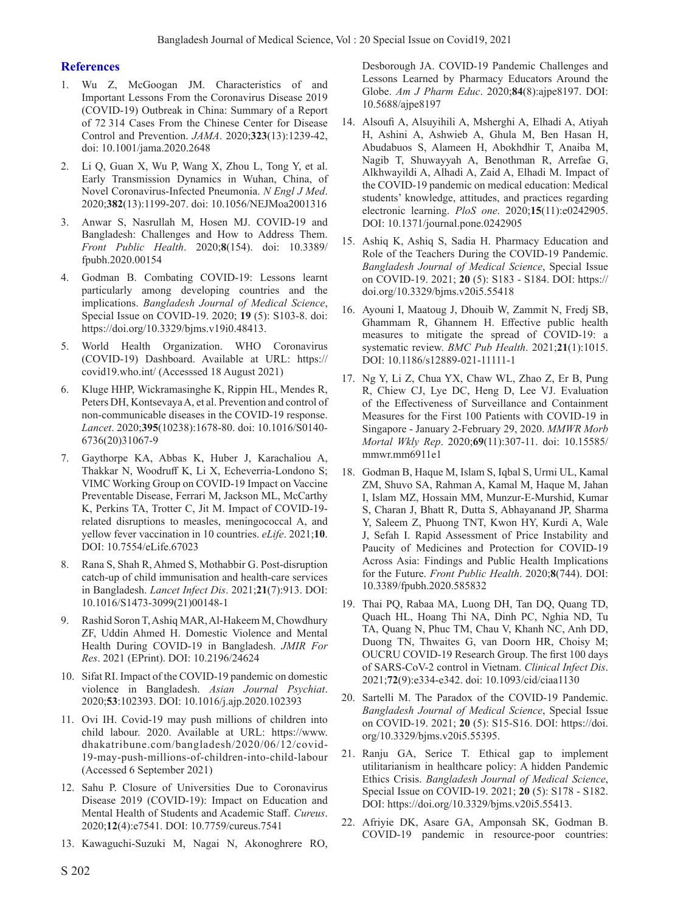## References

1. Wu Z, McGoogan JM. Characteristics of and Important Lessons From the Coronavirus Disease 2019 (COVID-19) Outbreak in China: Summary of a Report of 72 314 Cases From the Chinese Center for Disease Control and Prevention. *JAMA*. 2020;**323**(13):1239-42, doi: 10.1001/jama.2020.2648

2. Li Q, Guan X, Wu P, Wang X, Zhou L, Tong Y, et al. Early Transmission Dynamics in Wuhan, China, of Novel Coronavirus-Infected Pneumonia. *N Engl J Med*. 2020;**382**(13):1199-207. doi: 10.1056/NEJMoa2001316

3. Anwar S, Nasrullah M, Hosen MJ. COVID-19 and Bangladesh: Challenges and How to Address Them. *Front Public Health*. 2020;**8**(154). doi: 10.3389/fpubh.2020.00154

4. Godman B. Combating COVID-19: Lessons learnt particularly among developing countries and the implications. *Bangladesh Journal of Medical Science*, Special Issue on COVID-19. 2020; **19** (5): S103-8. doi: https://doi.org/10.3329/bjms.v19i0.48413.

5. World Health Organization. WHO Coronavirus (COVID-19) Dashboard. Available at URL: https://covid19.who.int/ (Accesssed 18 August 2021)

6. Kluge HHP, Wickramasinghe K, Rippin HL, Mendes R, Peters DH, Kontsevaya A, et al. Prevention and control of non-communicable diseases in the COVID-19 response. *Lancet*. 2020;**395**(10238):1678-80. doi: 10.1016/S0140-6736(20)31067-9

7. Gaythorpe KA, Abbas K, Huber J, Karachaliou A, Thakkar N, Woodruff K, Li X, Echeverria-Londono S; VIMC Working Group on COVID-19 Impact on Vaccine Preventable Disease, Ferrari M, Jackson ML, McCarthy K, Perkins TA, Trotter C, Jit M. Impact of COVID-19-related disruptions to measles, meningococcal A, and yellow fever vaccination in 10 countries. *eLife*. 2021;**10**. DOI: 10.7554/eLife.67023

8. Rana S, Shah R, Ahmed S, Mothabbir G. Post-disruption catch-up of child immunisation and health-care services in Bangladesh. *Lancet Infect Dis*. 2021;**21**(7):913. DOI: 10.1016/S1473-3099(21)00148-1

9. Rashid Soron T, Ashiq MAR, Al-Hakeem M, Chowdhury ZF, Uddin Ahmed H. Domestic Violence and Mental Health During COVID-19 in Bangladesh. *JMIR For Res*. 2021 (EPrint). DOI: 10.2196/24624

10. Sifat RI. Impact of the COVID-19 pandemic on domestic violence in Bangladesh. *Asian Journal Psychiat*. 2020;**53**:102393. DOI: 10.1016/j.ajp.2020.102393

11. Ovi IH. Covid-19 may push millions of children into child labour. 2020. Available at URL: https://www.dhakatribune.com/bangladesh/2020/06/12/covid-19-may-push-millions-of-children-into-child-labour (Accessed 6 September 2021)

12. Sahu P. Closure of Universities Due to Coronavirus Disease 2019 (COVID-19): Impact on Education and Mental Health of Students and Academic Staff. *Cureus*. 2020;**12**(4):e7541. DOI: 10.7759/cureus.7541

13. Kawaguchi-Suzuki M, Nagai N, Akonoghrere RO, Desborough JA. COVID-19 Pandemic Challenges and Lessons Learned by Pharmacy Educators Around the Globe. *Am J Pharm Educ*. 2020;**84**(8):ajpe8197. DOI: 10.5688/ajpe8197

14. Alsoufi A, Alsuyihili A, Msherghi A, Elhadi A, Atiyah H, Ashini A, Ashwieb A, Ghula M, Ben Hasan H, Abudabuos S, Alameen H, Abokhdhir T, Anaiba M, Nagib T, Shuwayyah A, Benothman R, Arrefae G, Alkhwayildi A, Alhadi A, Zaid A, Elhadi M. Impact of the COVID-19 pandemic on medical education: Medical students' knowledge, attitudes, and practices regarding electronic learning. *PloS one*. 2020;**15**(11):e0242905. DOI: 10.1371/journal.pone.0242905

15. Ashiq K, Ashiq S, Sadia H. Pharmacy Education and Role of the Teachers During the COVID-19 Pandemic. *Bangladesh Journal of Medical Science*, Special Issue on COVID-19. 2021; **20** (5): S183 - S184. DOI: https://doi.org/10.3329/bjms.v20i5.55418

16. Ayouni I, Maatoug J, Dhouib W, Zammit N, Fredj SB, Ghammam R, Ghannem H. Effective public health measures to mitigate the spread of COVID-19: a systematic review. *BMC Pub Health*. 2021;**21**(1):1015. DOI: 10.1186/s12889-021-11111-1

17. Ng Y, Li Z, Chua YX, Chaw WL, Zhao Z, Er B, Pung R, Chiew CJ, Lye DC, Heng D, Lee VJ. Evaluation of the Effectiveness of Surveillance and Containment Measures for the First 100 Patients with COVID-19 in Singapore - January 2-February 29, 2020. *MMWR Morb Mortal Wkly Rep*. 2020;**69**(11):307-11. doi: 10.15585/mmwr.mm6911e1

18. Godman B, Haque M, Islam S, Iqbal S, Urmi UL, Kamal ZM, Shuvo SA, Rahman A, Kamal M, Haque M, Jahan I, Islam MZ, Hossain MM, Munzur-E-Murshid, Kumar S, Charan J, Bhatt R, Dutta S, Abhayanand JP, Sharma Y, Saleem Z, Phuong TNT, Kwon HY, Kurdi A, Wale J, Sefah I. Rapid Assessment of Price Instability and Paucity of Medicines and Protection for COVID-19 Across Asia: Findings and Public Health Implications for the Future. *Front Public Health*. 2020;**8**(744). DOI: 10.3389/fpubh.2020.585832

19. Thai PQ, Rabaa MA, Luong DH, Tan DQ, Quang TD, Quach HL, Hoang Thi NA, Dinh PC, Nghia ND, Tu TA, Quang N, Phuc TM, Chau V, Khanh NC, Anh DD, Duong TN, Thwaites G, van Doorn HR, Choisy M; OUCRU COVID-19 Research Group. The first 100 days of SARS-CoV-2 control in Vietnam. *Clinical Infect Dis*. 2021;**72**(9):e334-e342. doi: 10.1093/cid/ciaa1130

20. Sartelli M. The Paradox of the COVID-19 Pandemic. *Bangladesh Journal of Medical Science*, Special Issue on COVID-19. 2021; **20** (5): S15-S16. DOI: https://doi.org/10.3329/bjms.v20i5.55395.

21. Ranju GA, Serice T. Ethical gap to implement utilitarianism in healthcare policy: A hidden Pandemic Ethics Crisis. *Bangladesh Journal of Medical Science*, Special Issue on COVID-19. 2021; **20** (5): S178 - S182. DOI: https://doi.org/10.3329/bjms.v20i5.55413.

22. Afriyie DK, Asare GA, Amponsah SK, Godman B. COVID-19 pandemic in resource-poor countries: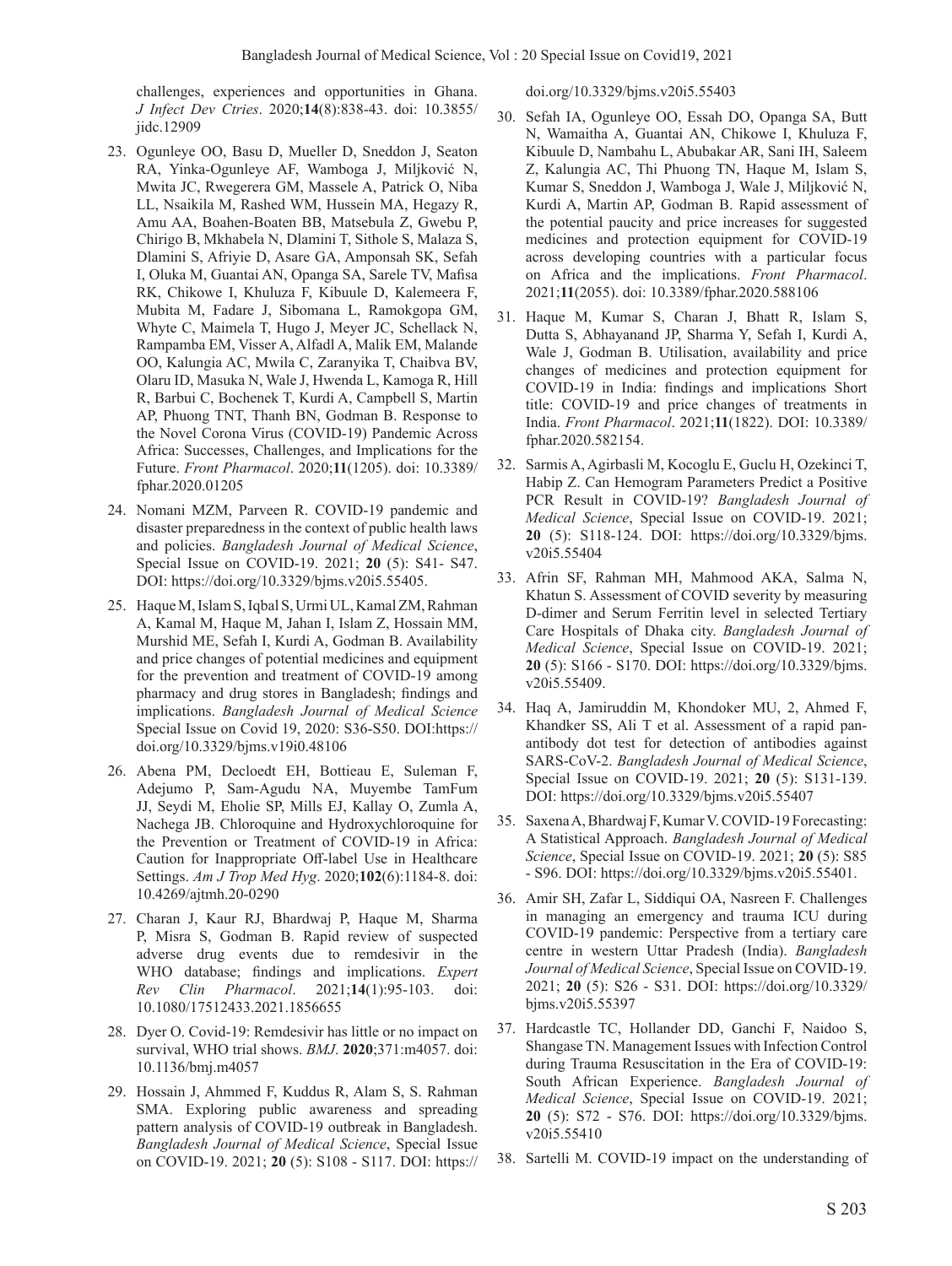challenges, experiences and opportunities in Ghana. *J Infect Dev Ctries*. 2020;**14**(8):838-43. doi: 10.3855/jidc.12909

23. Ogunleye OO, Basu D, Mueller D, Sneddon J, Seaton RA, Yinka-Ogunleye AF, Wamboga J, Miljković N, Mwita JC, Rwegerera GM, Massele A, Patrick O, Niba LL, Nsaikila M, Rashed WM, Hussein MA, Hegazy R, Amu AA, Boahen-Boaten BB, Matsebula Z, Gwebu P, Chirigo B, Mkhabela N, Dlamini T, Sithole S, Malaza S, Dlamini S, Afriyie D, Asare GA, Amponsah SK, Sefah I, Oluka M, Guantai AN, Opanga SA, Sarele TV, Mafisa RK, Chikowe I, Khuluza F, Kibuule D, Kalemeera F, Mubita M, Fadare J, Sibomana L, Ramokgopa GM, Whyte C, Maimela T, Hugo J, Meyer JC, Schellack N, Rampamba EM, Visser A, Alfadl A, Malik EM, Malande OO, Kalungia AC, Mwila C, Zaranyika T, Chaibva BV, Olaru ID, Masuka N, Wale J, Hwenda L, Kamoga R, Hill R, Barbui C, Bochenek T, Kurdi A, Campbell S, Martin AP, Phuong TNT, Thanh BN, Godman B. Response to the Novel Corona Virus (COVID-19) Pandemic Across Africa: Successes, Challenges, and Implications for the Future. *Front Pharmacol*. 2020;**11**(1205). doi: 10.3389/fphar.2020.01205

24. Nomani MZM, Parveen R. COVID-19 pandemic and disaster preparedness in the context of public health laws and policies. *Bangladesh Journal of Medical Science*, Special Issue on COVID-19. 2021; **20** (5): S41- S47. DOI: https://doi.org/10.3329/bjms.v20i5.55405.

25. Haque M, Islam S, Iqbal S, Urmi UL, Kamal ZM, Rahman A, Kamal M, Haque M, Jahan I, Islam Z, Hossain MM, Murshid ME, Sefah I, Kurdi A, Godman B. Availability and price changes of potential medicines and equipment for the prevention and treatment of COVID-19 among pharmacy and drug stores in Bangladesh; findings and implications. *Bangladesh Journal of Medical Science* Special Issue on Covid 19, 2020: S36-S50. DOI:https://doi.org/10.3329/bjms.v19i0.48106

26. Abena PM, Decloedt EH, Bottieau E, Suleman F, Adejumo P, Sam-Agudu NA, Muyembe TamFum JJ, Seydi M, Eholie SP, Mills EJ, Kallay O, Zumla A, Nachega JB. Chloroquine and Hydroxychloroquine for the Prevention or Treatment of COVID-19 in Africa: Caution for Inappropriate Off-label Use in Healthcare Settings. *Am J Trop Med Hyg*. 2020;**102**(6):1184-8. doi: 10.4269/ajtmh.20-0290

27. Charan J, Kaur RJ, Bhardwaj P, Haque M, Sharma P, Misra S, Godman B. Rapid review of suspected adverse drug events due to remdesivir in the WHO database; findings and implications. *Expert Rev Clin Pharmacol*. 2021;**14**(1):95-103. doi: 10.1080/17512433.2021.1856655

28. Dyer O. Covid-19: Remdesivir has little or no impact on survival, WHO trial shows. *BMJ*. **2020**;371:m4057. doi: 10.1136/bmj.m4057

29. Hossain J, Ahmmed F, Kuddus R, Alam S, S. Rahman SMA. Exploring public awareness and spreading pattern analysis of COVID-19 outbreak in Bangladesh. *Bangladesh Journal of Medical Science*, Special Issue on COVID-19. 2021; **20** (5): S108 - S117. DOI: https://doi.org/10.3329/bjms.v20i5.55403

30. Sefah IA, Ogunleye OO, Essah DO, Opanga SA, Butt N, Wamaitha A, Guantai AN, Chikowe I, Khuluza F, Kibuule D, Nambahu L, Abubakar AR, Sani IH, Saleem Z, Kalungia AC, Thi Phuong TN, Haque M, Islam S, Kumar S, Sneddon J, Wamboga J, Wale J, Miljković N, Kurdi A, Martin AP, Godman B. Rapid assessment of the potential paucity and price increases for suggested medicines and protection equipment for COVID-19 across developing countries with a particular focus on Africa and the implications. *Front Pharmacol*. 2021;**11**(2055). doi: 10.3389/fphar.2020.588106

31. Haque M, Kumar S, Charan J, Bhatt R, Islam S, Dutta S, Abhayanand JP, Sharma Y, Sefah I, Kurdi A, Wale J, Godman B. Utilisation, availability and price changes of medicines and protection equipment for COVID-19 in India: findings and implications Short title: COVID-19 and price changes of treatments in India. *Front Pharmacol*. 2021;**11**(1822). DOI: 10.3389/fphar.2020.582154.

32. Sarmis A, Agirbasli M, Kocoglu E, Guclu H, Ozekinci T, Habip Z. Can Hemogram Parameters Predict a Positive PCR Result in COVID-19? *Bangladesh Journal of Medical Science*, Special Issue on COVID-19. 2021; **20** (5): S118-124. DOI: https://doi.org/10.3329/bjms.v20i5.55404

33. Afrin SF, Rahman MH, Mahmood AKA, Salma N, Khatun S. Assessment of COVID severity by measuring D-dimer and Serum Ferritin level in selected Tertiary Care Hospitals of Dhaka city. *Bangladesh Journal of Medical Science*, Special Issue on COVID-19. 2021; **20** (5): S166 - S170. DOI: https://doi.org/10.3329/bjms.v20i5.55409.

34. Haq A, Jamiruddin M, Khondoker MU, 2, Ahmed F, Khandker SS, Ali T et al. Assessment of a rapid pan-antibody dot test for detection of antibodies against SARS-CoV-2. *Bangladesh Journal of Medical Science*, Special Issue on COVID-19. 2021; **20** (5): S131-139. DOI: https://doi.org/10.3329/bjms.v20i5.55407

35. Saxena A, Bhardwaj F, Kumar V. COVID-19 Forecasting: A Statistical Approach. *Bangladesh Journal of Medical Science*, Special Issue on COVID-19. 2021; **20** (5): S85 - S96. DOI: https://doi.org/10.3329/bjms.v20i5.55401.

36. Amir SH, Zafar L, Siddiqui OA, Nasreen F. Challenges in managing an emergency and trauma ICU during COVID-19 pandemic: Perspective from a tertiary care centre in western Uttar Pradesh (India). *Bangladesh Journal of Medical Science*, Special Issue on COVID-19. 2021; **20** (5): S26 - S31. DOI: https://doi.org/10.3329/bjms.v20i5.55397

37. Hardcastle TC, Hollander DD, Ganchi F, Naidoo S, Shangase TN. Management Issues with Infection Control during Trauma Resuscitation in the Era of COVID-19: South African Experience. *Bangladesh Journal of Medical Science*, Special Issue on COVID-19. 2021; **20** (5): S72 - S76. DOI: https://doi.org/10.3329/bjms.v20i5.55410

38. Sartelli M. COVID-19 impact on the understanding of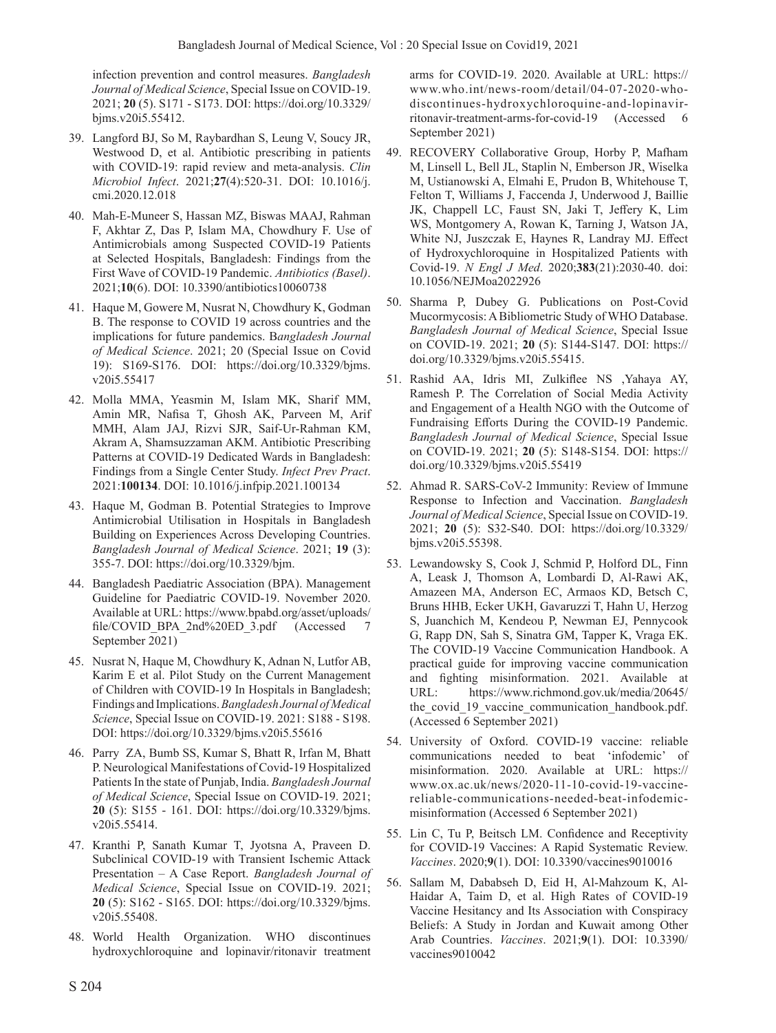infection prevention and control measures. *Bangladesh Journal of Medical Science*, Special Issue on COVID-19. 2021; **20** (5). S171 - S173. DOI: https://doi.org/10.3329/bjms.v20i5.55412.

39. Langford BJ, So M, Raybardhan S, Leung V, Soucy JR, Westwood D, et al. Antibiotic prescribing in patients with COVID-19: rapid review and meta-analysis. *Clin Microbiol Infect*. 2021;**27**(4):520-31. DOI: 10.1016/j.cmi.2020.12.018

40. Mah-E-Muneer S, Hassan MZ, Biswas MAAJ, Rahman F, Akhtar Z, Das P, Islam MA, Chowdhury F. Use of Antimicrobials among Suspected COVID-19 Patients at Selected Hospitals, Bangladesh: Findings from the First Wave of COVID-19 Pandemic. *Antibiotics (Basel)*. 2021;**10**(6). DOI: 10.3390/antibiotics10060738

41. Haque M, Gowere M, Nusrat N, Chowdhury K, Godman B. The response to COVID 19 across countries and the implications for future pandemics. B*angladesh Journal of Medical Science*. 2021; 20 (Special Issue on Covid 19): S169-S176. DOI: https://doi.org/10.3329/bjms.v20i5.55417

42. Molla MMA, Yeasmin M, Islam MK, Sharif MM, Amin MR, Nafisa T, Ghosh AK, Parveen M, Arif MMH, Alam JAJ, Rizvi SJR, Saif-Ur-Rahman KM, Akram A, Shamsuzzaman AKM. Antibiotic Prescribing Patterns at COVID-19 Dedicated Wards in Bangladesh: Findings from a Single Center Study. *Infect Prev Pract*. 2021:**100134**. DOI: 10.1016/j.infpip.2021.100134

43. Haque M, Godman B. Potential Strategies to Improve Antimicrobial Utilisation in Hospitals in Bangladesh Building on Experiences Across Developing Countries. *Bangladesh Journal of Medical Science*. 2021; **19** (3): 355-7. DOI: https://doi.org/10.3329/bjm.

44. Bangladesh Paediatric Association (BPA). Management Guideline for Paediatric COVID-19. November 2020. Available at URL: https://www.bpabd.org/asset/uploads/file/COVID_BPA_2nd%20ED_3.pdf (Accessed 7 September 2021)

45. Nusrat N, Haque M, Chowdhury K, Adnan N, Lutfor AB, Karim E et al. Pilot Study on the Current Management of Children with COVID-19 In Hospitals in Bangladesh; Findings and Implications. *Bangladesh Journal of Medical Science*, Special Issue on COVID-19. 2021: S188 - S198. DOI: https://doi.org/10.3329/bjms.v20i5.55616

46. Parry ZA, Bumb SS, Kumar S, Bhatt R, Irfan M, Bhatt P. Neurological Manifestations of Covid-19 Hospitalized Patients In the state of Punjab, India. *Bangladesh Journal of Medical Science*, Special Issue on COVID-19. 2021; **20** (5): S155 - 161. DOI: https://doi.org/10.3329/bjms.v20i5.55414.

47. Kranthi P, Sanath Kumar T, Jyotsna A, Praveen D. Subclinical COVID-19 with Transient Ischemic Attack Presentation – A Case Report. *Bangladesh Journal of Medical Science*, Special Issue on COVID-19. 2021; **20** (5): S162 - S165. DOI: https://doi.org/10.3329/bjms.v20i5.55408.

48. World Health Organization. WHO discontinues hydroxychloroquine and lopinavir/ritonavir treatment arms for COVID-19. 2020. Available at URL: https://www.who.int/news-room/detail/04-07-2020-who-discontinues-hydroxychloroquine-and-lopinavir-ritonavir-treatment-arms-for-covid-19 (Accessed 6 September 2021)

49. RECOVERY Collaborative Group, Horby P, Mafham M, Linsell L, Bell JL, Staplin N, Emberson JR, Wiselka M, Ustianowski A, Elmahi E, Prudon B, Whitehouse T, Felton T, Williams J, Faccenda J, Underwood J, Baillie JK, Chappell LC, Faust SN, Jaki T, Jeffery K, Lim WS, Montgomery A, Rowan K, Tarning J, Watson JA, White NJ, Juszczak E, Haynes R, Landray MJ. Effect of Hydroxychloroquine in Hospitalized Patients with Covid-19. *N Engl J Med*. 2020;**383**(21):2030-40. doi: 10.1056/NEJMoa2022926

50. Sharma P, Dubey G. Publications on Post-Covid Mucormycosis: A Bibliometric Study of WHO Database. *Bangladesh Journal of Medical Science*, Special Issue on COVID-19. 2021; **20** (5): S144-S147. DOI: https://doi.org/10.3329/bjms.v20i5.55415.

51. Rashid AA, Idris MI, Zulkiflee NS ,Yahaya AY, Ramesh P. The Correlation of Social Media Activity and Engagement of a Health NGO with the Outcome of Fundraising Efforts During the COVID-19 Pandemic. *Bangladesh Journal of Medical Science*, Special Issue on COVID-19. 2021; **20** (5): S148-S154. DOI: https://doi.org/10.3329/bjms.v20i5.55419

52. Ahmad R. SARS-CoV-2 Immunity: Review of Immune Response to Infection and Vaccination. *Bangladesh Journal of Medical Science*, Special Issue on COVID-19. 2021; **20** (5): S32-S40. DOI: https://doi.org/10.3329/bjms.v20i5.55398.

53. Lewandowsky S, Cook J, Schmid P, Holford DL, Finn A, Leask J, Thomson A, Lombardi D, Al-Rawi AK, Amazeen MA, Anderson EC, Armaos KD, Betsch C, Bruns HHB, Ecker UKH, Gavaruzzi T, Hahn U, Herzog S, Juanchich M, Kendeou P, Newman EJ, Pennycook G, Rapp DN, Sah S, Sinatra GM, Tapper K, Vraga EK. The COVID-19 Vaccine Communication Handbook. A practical guide for improving vaccine communication and fighting misinformation. 2021. Available at URL: https://www.richmond.gov.uk/media/20645/the_covid_19_vaccine_communication_handbook.pdf. (Accessed 6 September 2021)

54. University of Oxford. COVID-19 vaccine: reliable communications needed to beat 'infodemic' of misinformation. 2020. Available at URL: https://www.ox.ac.uk/news/2020-11-10-covid-19-vaccine-reliable-communications-needed-beat-infodemic-misinformation (Accessed 6 September 2021)

55. Lin C, Tu P, Beitsch LM. Confidence and Receptivity for COVID-19 Vaccines: A Rapid Systematic Review. *Vaccines*. 2020;**9**(1). DOI: 10.3390/vaccines9010016

56. Sallam M, Dababseh D, Eid H, Al-Mahzoum K, Al-Haidar A, Taim D, et al. High Rates of COVID-19 Vaccine Hesitancy and Its Association with Conspiracy Beliefs: A Study in Jordan and Kuwait among Other Arab Countries. *Vaccines*. 2021;**9**(1). DOI: 10.3390/vaccines9010042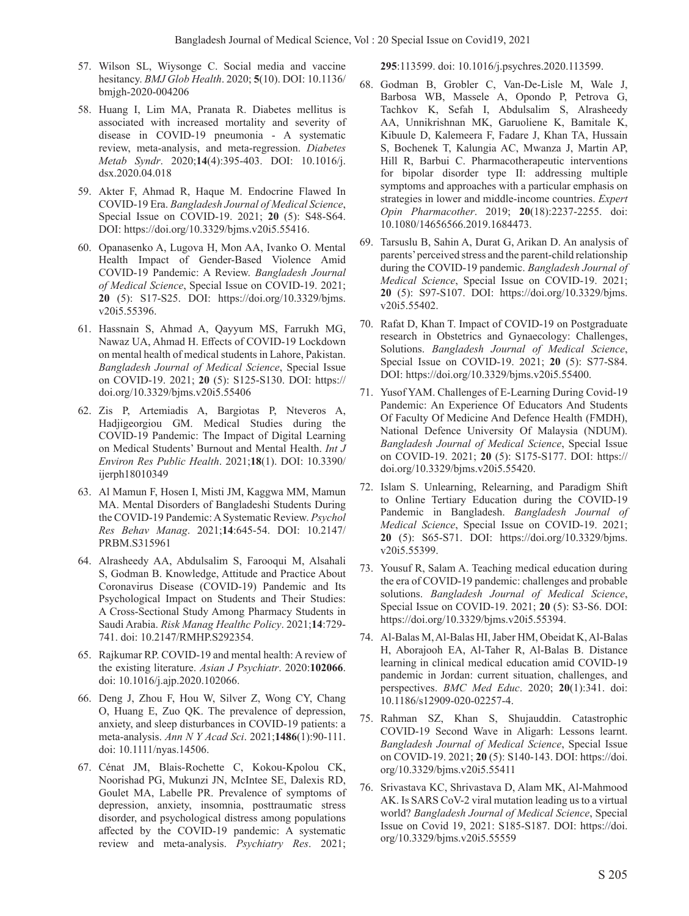57. Wilson SL, Wiysonge C. Social media and vaccine hesitancy. *BMJ Glob Health*. 2020; **5**(10). DOI: 10.1136/bmjgh-2020-004206

58. Huang I, Lim MA, Pranata R. Diabetes mellitus is associated with increased mortality and severity of disease in COVID-19 pneumonia - A systematic review, meta-analysis, and meta-regression. *Diabetes Metab Syndr*. 2020;**14**(4):395-403. DOI: 10.1016/j.dsx.2020.04.018

59. Akter F, Ahmad R, Haque M. Endocrine Flawed In COVID-19 Era. *Bangladesh Journal of Medical Science*, Special Issue on COVID-19. 2021; **20** (5): S48-S64. DOI: https://doi.org/10.3329/bjms.v20i5.55416.

60. Opanasenko A, Lugova H, Mon AA, Ivanko O. Mental Health Impact of Gender-Based Violence Amid COVID-19 Pandemic: A Review. *Bangladesh Journal of Medical Science*, Special Issue on COVID-19. 2021; **20** (5): S17-S25. DOI: https://doi.org/10.3329/bjms.v20i5.55396.

61. Hassnain S, Ahmad A, Qayyum MS, Farrukh MG, Nawaz UA, Ahmad H. Effects of COVID-19 Lockdown on mental health of medical students in Lahore, Pakistan. *Bangladesh Journal of Medical Science*, Special Issue on COVID-19. 2021; **20** (5): S125-S130. DOI: https://doi.org/10.3329/bjms.v20i5.55406

62. Zis P, Artemiadis A, Bargiotas P, Nteveros A, Hadjigeorgiou GM. Medical Studies during the COVID-19 Pandemic: The Impact of Digital Learning on Medical Students' Burnout and Mental Health. *Int J Environ Res Public Health*. 2021;**18**(1). DOI: 10.3390/ijerph18010349

63. Al Mamun F, Hosen I, Misti JM, Kaggwa MM, Mamun MA. Mental Disorders of Bangladeshi Students During the COVID-19 Pandemic: A Systematic Review. *Psychol Res Behav Manag*. 2021;**14**:645-54. DOI: 10.2147/PRBM.S315961

64. Alrasheedy AA, Abdulsalim S, Farooqui M, Alsahali S, Godman B. Knowledge, Attitude and Practice About Coronavirus Disease (COVID-19) Pandemic and Its Psychological Impact on Students and Their Studies: A Cross-Sectional Study Among Pharmacy Students in Saudi Arabia. *Risk Manag Healthc Policy*. 2021;**14**:729-741. doi: 10.2147/RMHP.S292354.

65. Rajkumar RP. COVID-19 and mental health: A review of the existing literature. *Asian J Psychiatr*. 2020:**102066**. doi: 10.1016/j.ajp.2020.102066.

66. Deng J, Zhou F, Hou W, Silver Z, Wong CY, Chang O, Huang E, Zuo QK. The prevalence of depression, anxiety, and sleep disturbances in COVID-19 patients: a meta-analysis. *Ann N Y Acad Sci*. 2021;**1486**(1):90-111. doi: 10.1111/nyas.14506.

67. Cénat JM, Blais-Rochette C, Kokou-Kpolou CK, Noorishad PG, Mukunzi JN, McIntee SE, Dalexis RD, Goulet MA, Labelle PR. Prevalence of symptoms of depression, anxiety, insomnia, posttraumatic stress disorder, and psychological distress among populations affected by the COVID-19 pandemic: A systematic review and meta-analysis. *Psychiatry Res*. 2021; **295**:113599. doi: 10.1016/j.psychres.2020.113599.

68. Godman B, Grobler C, Van-De-Lisle M, Wale J, Barbosa WB, Massele A, Opondo P, Petrova G, Tachkov K, Sefah I, Abdulsalim S, Alrasheedy AA, Unnikrishnan MK, Garuoliene K, Bamitale K, Kibuule D, Kalemeera F, Fadare J, Khan TA, Hussain S, Bochenek T, Kalungia AC, Mwanza J, Martin AP, Hill R, Barbui C. Pharmacotherapeutic interventions for bipolar disorder type II: addressing multiple symptoms and approaches with a particular emphasis on strategies in lower and middle-income countries. *Expert Opin Pharmacother*. 2019; **20**(18):2237-2255. doi: 10.1080/14656566.2019.1684473.

69. Tarsuslu B, Sahin A, Durat G, Arikan D. An analysis of parents' perceived stress and the parent-child relationship during the COVID-19 pandemic. *Bangladesh Journal of Medical Science*, Special Issue on COVID-19. 2021; **20** (5): S97-S107. DOI: https://doi.org/10.3329/bjms.v20i5.55402.

70. Rafat D, Khan T. Impact of COVID-19 on Postgraduate research in Obstetrics and Gynaecology: Challenges, Solutions. *Bangladesh Journal of Medical Science*, Special Issue on COVID-19. 2021; **20** (5): S77-S84. DOI: https://doi.org/10.3329/bjms.v20i5.55400.

71. Yusof YAM. Challenges of E-Learning During Covid-19 Pandemic: An Experience Of Educators And Students Of Faculty Of Medicine And Defence Health (FMDH), National Defence University Of Malaysia (NDUM). *Bangladesh Journal of Medical Science*, Special Issue on COVID-19. 2021; **20** (5): S175-S177. DOI: https://doi.org/10.3329/bjms.v20i5.55420.

72. Islam S. Unlearning, Relearning, and Paradigm Shift to Online Tertiary Education during the COVID-19 Pandemic in Bangladesh. *Bangladesh Journal of Medical Science*, Special Issue on COVID-19. 2021; **20** (5): S65-S71. DOI: https://doi.org/10.3329/bjms.v20i5.55399.

73. Yousuf R, Salam A. Teaching medical education during the era of COVID-19 pandemic: challenges and probable solutions. *Bangladesh Journal of Medical Science*, Special Issue on COVID-19. 2021; **20** (5): S3-S6. DOI: https://doi.org/10.3329/bjms.v20i5.55394.

74. Al-Balas M, Al-Balas HI, Jaber HM, Obeidat K, Al-Balas H, Aborajooh EA, Al-Taher R, Al-Balas B. Distance learning in clinical medical education amid COVID-19 pandemic in Jordan: current situation, challenges, and perspectives. *BMC Med Educ*. 2020; **20**(1):341. doi: 10.1186/s12909-020-02257-4.

75. Rahman SZ, Khan S, Shujauddin. Catastrophic COVID-19 Second Wave in Aligarh: Lessons learnt. *Bangladesh Journal of Medical Science*, Special Issue on COVID-19. 2021; **20** (5): S140-143. DOI: https://doi.org/10.3329/bjms.v20i5.55411

76. Srivastava KC, Shrivastava D, Alam MK, Al-Mahmood AK. Is SARS CoV-2 viral mutation leading us to a virtual world? *Bangladesh Journal of Medical Science*, Special Issue on Covid 19, 2021: S185-S187. DOI: https://doi.org/10.3329/bjms.v20i5.55559